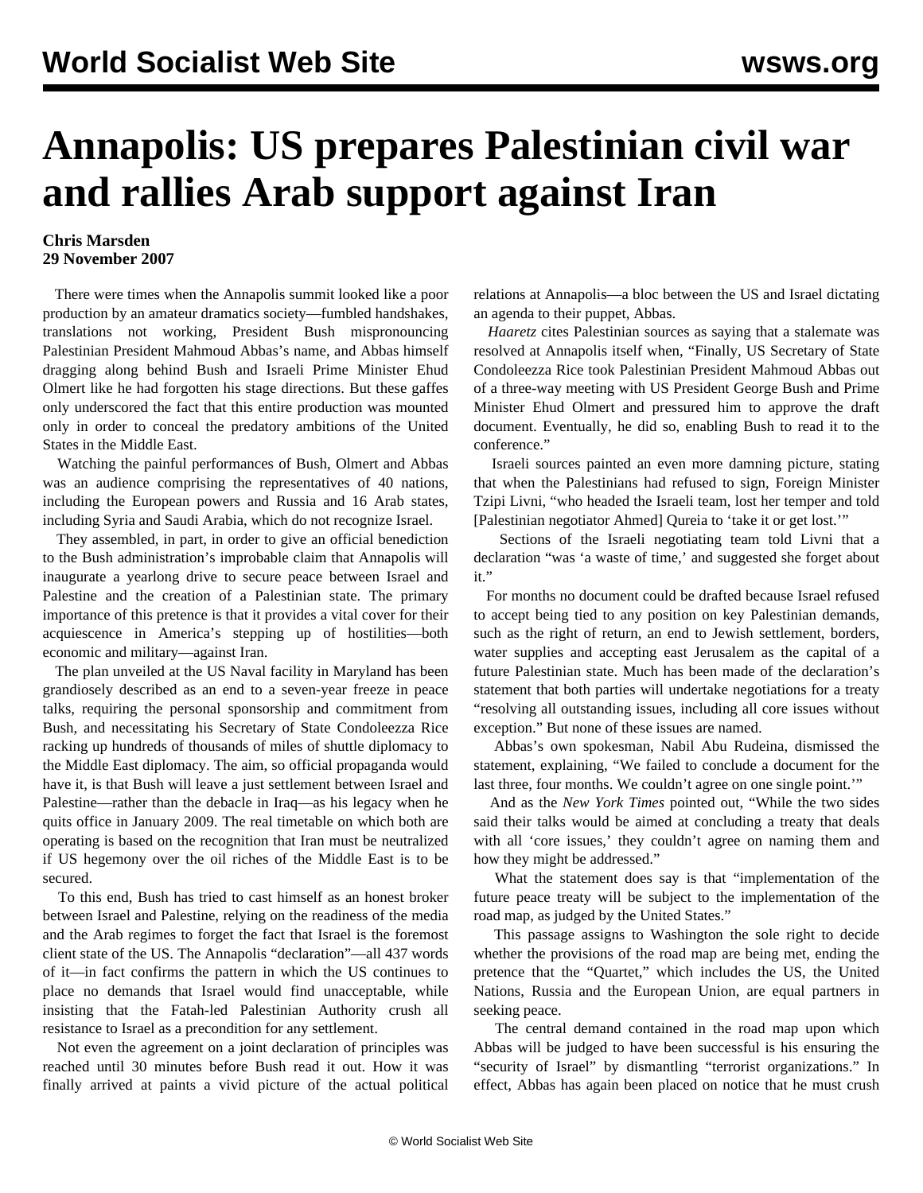# Annapolis: US prepares Palestinian civil war and rallies Arab support against Iran

**Chris Marsden**
**29 November 2007**

There were times when the Annapolis summit looked like a poor production by an amateur dramatics society—fumbled handshakes, translations not working, President Bush mispronouncing Palestinian President Mahmoud Abbas's name, and Abbas himself dragging along behind Bush and Israeli Prime Minister Ehud Olmert like he had forgotten his stage directions. But these gaffes only underscored the fact that this entire production was mounted only in order to conceal the predatory ambitions of the United States in the Middle East.

Watching the painful performances of Bush, Olmert and Abbas was an audience comprising the representatives of 40 nations, including the European powers and Russia and 16 Arab states, including Syria and Saudi Arabia, which do not recognize Israel.

They assembled, in part, in order to give an official benediction to the Bush administration's improbable claim that Annapolis will inaugurate a yearlong drive to secure peace between Israel and Palestine and the creation of a Palestinian state. The primary importance of this pretence is that it provides a vital cover for their acquiescence in America's stepping up of hostilities—both economic and military—against Iran.

The plan unveiled at the US Naval facility in Maryland has been grandiosely described as an end to a seven-year freeze in peace talks, requiring the personal sponsorship and commitment from Bush, and necessitating his Secretary of State Condoleezza Rice racking up hundreds of thousands of miles of shuttle diplomacy to the Middle East diplomacy. The aim, so official propaganda would have it, is that Bush will leave a just settlement between Israel and Palestine—rather than the debacle in Iraq—as his legacy when he quits office in January 2009. The real timetable on which both are operating is based on the recognition that Iran must be neutralized if US hegemony over the oil riches of the Middle East is to be secured.

To this end, Bush has tried to cast himself as an honest broker between Israel and Palestine, relying on the readiness of the media and the Arab regimes to forget the fact that Israel is the foremost client state of the US. The Annapolis "declaration"—all 437 words of it—in fact confirms the pattern in which the US continues to place no demands that Israel would find unacceptable, while insisting that the Fatah-led Palestinian Authority crush all resistance to Israel as a precondition for any settlement.

Not even the agreement on a joint declaration of principles was reached until 30 minutes before Bush read it out. How it was finally arrived at paints a vivid picture of the actual political relations at Annapolis—a bloc between the US and Israel dictating an agenda to their puppet, Abbas.

*Haaretz* cites Palestinian sources as saying that a stalemate was resolved at Annapolis itself when, "Finally, US Secretary of State Condoleezza Rice took Palestinian President Mahmoud Abbas out of a three-way meeting with US President George Bush and Prime Minister Ehud Olmert and pressured him to approve the draft document. Eventually, he did so, enabling Bush to read it to the conference."

Israeli sources painted an even more damning picture, stating that when the Palestinians had refused to sign, Foreign Minister Tzipi Livni, "who headed the Israeli team, lost her temper and told [Palestinian negotiator Ahmed] Qureia to 'take it or get lost.'"

Sections of the Israeli negotiating team told Livni that a declaration "was 'a waste of time,' and suggested she forget about it."

For months no document could be drafted because Israel refused to accept being tied to any position on key Palestinian demands, such as the right of return, an end to Jewish settlement, borders, water supplies and accepting east Jerusalem as the capital of a future Palestinian state. Much has been made of the declaration's statement that both parties will undertake negotiations for a treaty "resolving all outstanding issues, including all core issues without exception." But none of these issues are named.

Abbas's own spokesman, Nabil Abu Rudeina, dismissed the statement, explaining, "We failed to conclude a document for the last three, four months. We couldn't agree on one single point.'"

And as the *New York Times* pointed out, "While the two sides said their talks would be aimed at concluding a treaty that deals with all 'core issues,' they couldn't agree on naming them and how they might be addressed."

What the statement does say is that "implementation of the future peace treaty will be subject to the implementation of the road map, as judged by the United States."

This passage assigns to Washington the sole right to decide whether the provisions of the road map are being met, ending the pretence that the "Quartet," which includes the US, the United Nations, Russia and the European Union, are equal partners in seeking peace.

The central demand contained in the road map upon which Abbas will be judged to have been successful is his ensuring the "security of Israel" by dismantling "terrorist organizations." In effect, Abbas has again been placed on notice that he must crush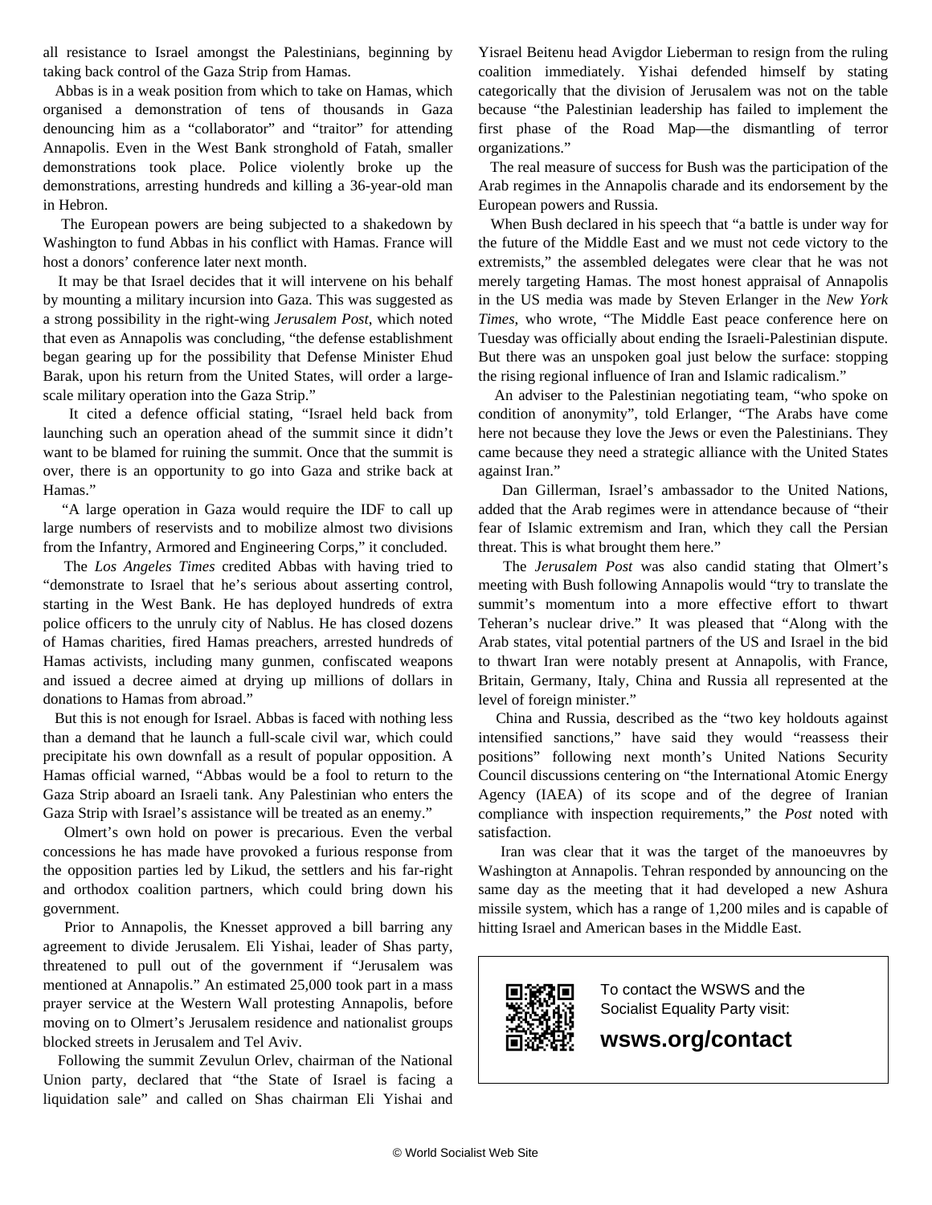all resistance to Israel amongst the Palestinians, beginning by taking back control of the Gaza Strip from Hamas.

Abbas is in a weak position from which to take on Hamas, which organised a demonstration of tens of thousands in Gaza denouncing him as a "collaborator" and "traitor" for attending Annapolis. Even in the West Bank stronghold of Fatah, smaller demonstrations took place. Police violently broke up the demonstrations, arresting hundreds and killing a 36-year-old man in Hebron.

The European powers are being subjected to a shakedown by Washington to fund Abbas in his conflict with Hamas. France will host a donors' conference later next month.

It may be that Israel decides that it will intervene on his behalf by mounting a military incursion into Gaza. This was suggested as a strong possibility in the right-wing *Jerusalem Post*, which noted that even as Annapolis was concluding, "the defense establishment began gearing up for the possibility that Defense Minister Ehud Barak, upon his return from the United States, will order a large-scale military operation into the Gaza Strip."

It cited a defence official stating, "Israel held back from launching such an operation ahead of the summit since it didn't want to be blamed for ruining the summit. Once that the summit is over, there is an opportunity to go into Gaza and strike back at Hamas."

"A large operation in Gaza would require the IDF to call up large numbers of reservists and to mobilize almost two divisions from the Infantry, Armored and Engineering Corps," it concluded.

The *Los Angeles Times* credited Abbas with having tried to "demonstrate to Israel that he's serious about asserting control, starting in the West Bank. He has deployed hundreds of extra police officers to the unruly city of Nablus. He has closed dozens of Hamas charities, fired Hamas preachers, arrested hundreds of Hamas activists, including many gunmen, confiscated weapons and issued a decree aimed at drying up millions of dollars in donations to Hamas from abroad."

But this is not enough for Israel. Abbas is faced with nothing less than a demand that he launch a full-scale civil war, which could precipitate his own downfall as a result of popular opposition. A Hamas official warned, "Abbas would be a fool to return to the Gaza Strip aboard an Israeli tank. Any Palestinian who enters the Gaza Strip with Israel's assistance will be treated as an enemy."

Olmert's own hold on power is precarious. Even the verbal concessions he has made have provoked a furious response from the opposition parties led by Likud, the settlers and his far-right and orthodox coalition partners, which could bring down his government.

Prior to Annapolis, the Knesset approved a bill barring any agreement to divide Jerusalem. Eli Yishai, leader of Shas party, threatened to pull out of the government if "Jerusalem was mentioned at Annapolis." An estimated 25,000 took part in a mass prayer service at the Western Wall protesting Annapolis, before moving on to Olmert's Jerusalem residence and nationalist groups blocked streets in Jerusalem and Tel Aviv.

Following the summit Zevulun Orlev, chairman of the National Union party, declared that "the State of Israel is facing a liquidation sale" and called on Shas chairman Eli Yishai and Yisrael Beitenu head Avigdor Lieberman to resign from the ruling coalition immediately. Yishai defended himself by stating categorically that the division of Jerusalem was not on the table because "the Palestinian leadership has failed to implement the first phase of the Road Map—the dismantling of terror organizations."

The real measure of success for Bush was the participation of the Arab regimes in the Annapolis charade and its endorsement by the European powers and Russia.

When Bush declared in his speech that "a battle is under way for the future of the Middle East and we must not cede victory to the extremists," the assembled delegates were clear that he was not merely targeting Hamas. The most honest appraisal of Annapolis in the US media was made by Steven Erlanger in the *New York Times*, who wrote, "The Middle East peace conference here on Tuesday was officially about ending the Israeli-Palestinian dispute. But there was an unspoken goal just below the surface: stopping the rising regional influence of Iran and Islamic radicalism."

An adviser to the Palestinian negotiating team, "who spoke on condition of anonymity", told Erlanger, "The Arabs have come here not because they love the Jews or even the Palestinians. They came because they need a strategic alliance with the United States against Iran."

Dan Gillerman, Israel's ambassador to the United Nations, added that the Arab regimes were in attendance because of "their fear of Islamic extremism and Iran, which they call the Persian threat. This is what brought them here."

The *Jerusalem Post* was also candid stating that Olmert's meeting with Bush following Annapolis would "try to translate the summit's momentum into a more effective effort to thwart Teheran's nuclear drive." It was pleased that "Along with the Arab states, vital potential partners of the US and Israel in the bid to thwart Iran were notably present at Annapolis, with France, Britain, Germany, Italy, China and Russia all represented at the level of foreign minister."

China and Russia, described as the "two key holdouts against intensified sanctions," have said they would "reassess their positions" following next month's United Nations Security Council discussions centering on "the International Atomic Energy Agency (IAEA) of its scope and of the degree of Iranian compliance with inspection requirements," the *Post* noted with satisfaction.

Iran was clear that it was the target of the manoeuvres by Washington at Annapolis. Tehran responded by announcing on the same day as the meeting that it had developed a new Ashura missile system, which has a range of 1,200 miles and is capable of hitting Israel and American bases in the Middle East.

To contact the WSWS and the Socialist Equality Party visit:

**wsws.org/contact**